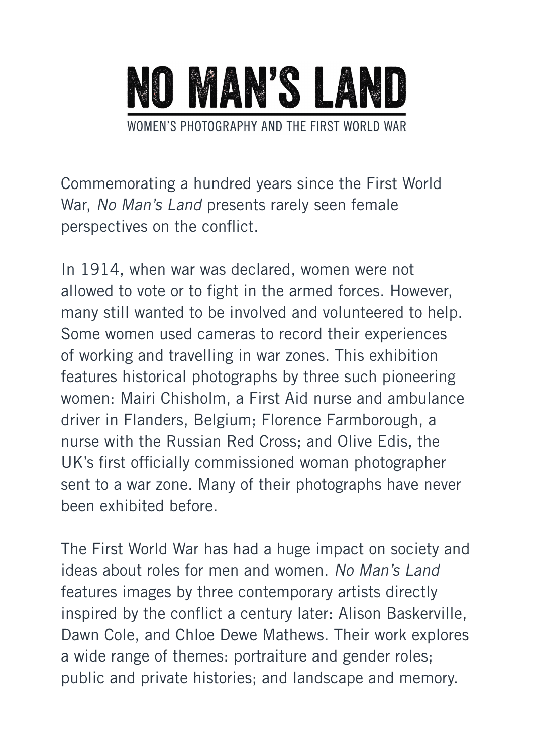# NO MAN'S LAND

## WOMEN'S PHOTOGRAPHY AND THE FIRST WORLD WAR

Commemorating a hundred years since the First World War, *No Man's Land* presents rarely seen female perspectives on the conflict.

In 1914, when war was declared, women were not allowed to vote or to fight in the armed forces. However, many still wanted to be involved and volunteered to help. Some women used cameras to record their experiences of working and travelling in war zones. This exhibition features historical photographs by three such pioneering women: Mairi Chisholm, a First Aid nurse and ambulance driver in Flanders, Belgium; Florence Farmborough, a nurse with the Russian Red Cross; and Olive Edis, the UK's first officially commissioned woman photographer sent to a war zone. Many of their photographs have never been exhibited before.

The First World War has had a huge impact on society and ideas about roles for men and women. *No Man's Land* features images by three contemporary artists directly inspired by the conflict a century later: Alison Baskerville, Dawn Cole, and Chloe Dewe Mathews. Their work explores a wide range of themes: portraiture and gender roles; public and private histories; and landscape and memory.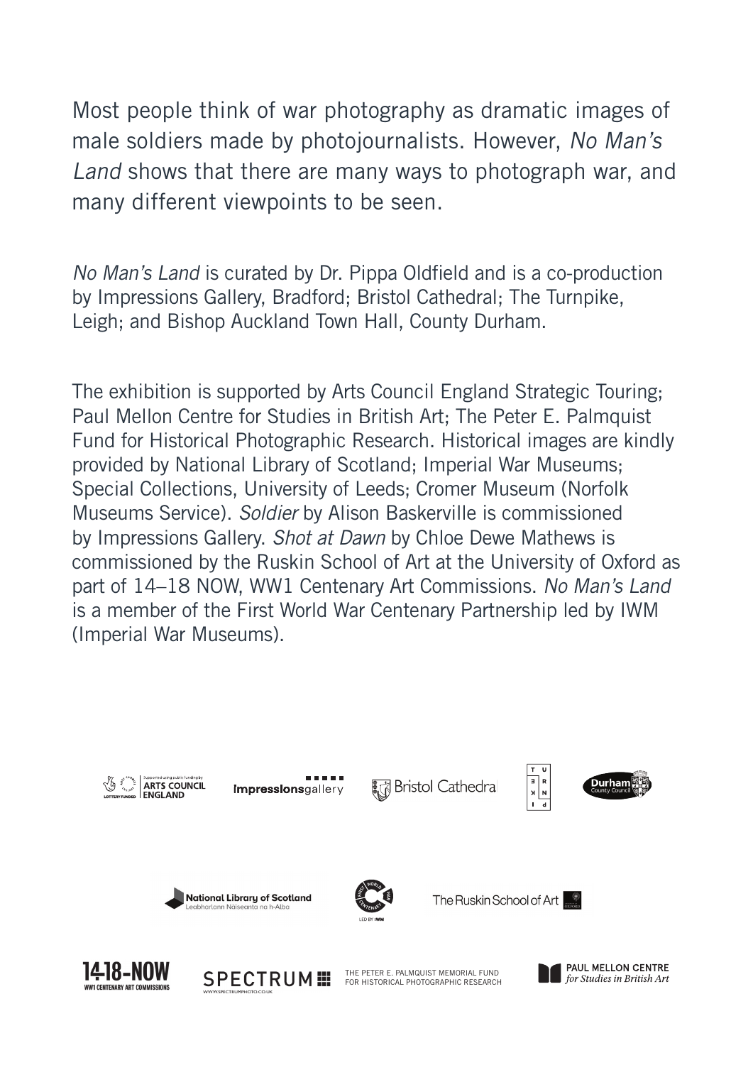Most people think of war photography as dramatic images of male soldiers made by photojournalists. However, *No Man's Land* shows that there are many ways to photograph war, and many different viewpoints to be seen.

*No Man's Land* is curated by Dr. Pippa Oldfield and is a co-production by Impressions Gallery, Bradford; Bristol Cathedral; The Turnpike, Leigh; and Bishop Auckland Town Hall, County Durham.

The exhibition is supported by Arts Council England Strategic Touring; Paul Mellon Centre for Studies in British Art; The Peter E. Palmquist Fund for Historical Photographic Research. Historical images are kindly provided by National Library of Scotland; Imperial War Museums; Special Collections, University of Leeds; Cromer Museum (Norfolk Museums Service). *Soldier* by Alison Baskerville is commissioned by Impressions Gallery. *Shot at Dawn* by Chloe Dewe Mathews is commissioned by the Ruskin School of Art at the University of Oxford as part of 14–18 NOW, WW1 Centenary Art Commissions. *No Man's Land* is a member of the First World War Centenary Partnership led by IWM (Imperial War Museums).

LOTTERY FUNDED | Supported using public funding by ARTS COUNCIL ENGLAND

Impressionsgallery

Bristol Cathedral

TURNPIKE

Durham County Council

National Library of Scotland
Leabharlann Nàiseanta na h-Alba

FIRST WORLD WAR CENTENARY
LED BY IWM

The Ruskin School of Art
UNIVERSITY OF OXFORD

14-18-NOW
WW1 CENTENARY ART COMMISSIONS

SPECTRUM
WWW.SPECTRUMPHOTO.CO.UK

THE PETER E. PALMQUIST MEMORIAL FUND
FOR HISTORICAL PHOTOGRAPHIC RESEARCH

PAUL MELLON CENTRE
*for Studies in British Art*